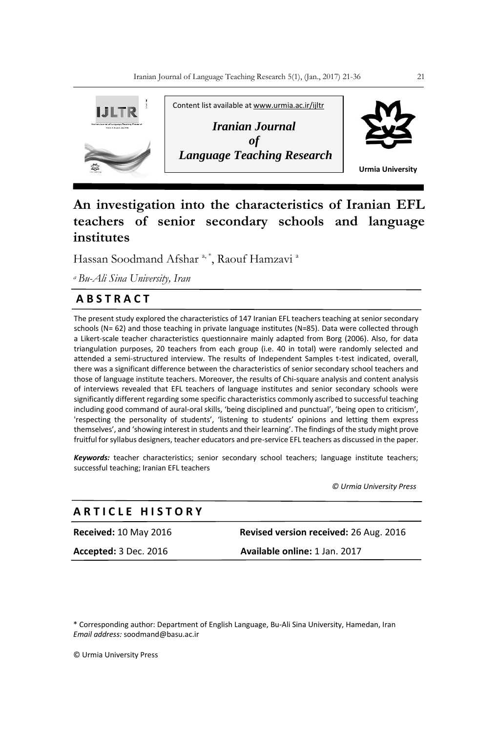Content list available at www.urmia.ac.ir/ijltr

***Iranian Journal of Language Teaching Research***

**Urmia University**

# An investigation into the characteristics of Iranian EFL teachers of senior secondary schools and language institutes

Hassan Soodmand Afshar [a, *], Raouf Hamzavi [a]

[a] *Bu-Ali Sina University, Iran*

## ABSTRACT

The present study explored the characteristics of 147 Iranian EFL teachers teaching at senior secondary schools (N= 62) and those teaching in private language institutes (N=85). Data were collected through a Likert-scale teacher characteristics questionnaire mainly adapted from Borg (2006). Also, for data triangulation purposes, 20 teachers from each group (i.e. 40 in total) were randomly selected and attended a semi-structured interview. The results of Independent Samples t-test indicated, overall, there was a significant difference between the characteristics of senior secondary school teachers and those of language institute teachers. Moreover, the results of Chi-square analysis and content analysis of interviews revealed that EFL teachers of language institutes and senior secondary schools were significantly different regarding some specific characteristics commonly ascribed to successful teaching including good command of aural-oral skills, 'being disciplined and punctual', 'being open to criticism', 'respecting the personality of students', 'listening to students' opinions and letting them express themselves', and 'showing interest in students and their learning'. The findings of the study might prove fruitful for syllabus designers, teacher educators and pre-service EFL teachers as discussed in the paper.

***Keywords:*** teacher characteristics; senior secondary school teachers; language institute teachers; successful teaching; Iranian EFL teachers

*© Urmia University Press*

## ARTICLE HISTORY

| | |
|---|---|
| **Received:** 10 May 2016 | **Revised version received:** 26 Aug. 2016 |
| **Accepted:** 3 Dec. 2016 | **Available online:** 1 Jan. 2017 |

\* Corresponding author: Department of English Language, Bu-Ali Sina University, Hamedan, Iran
*Email address:* soodmand@basu.ac.ir

© Urmia University Press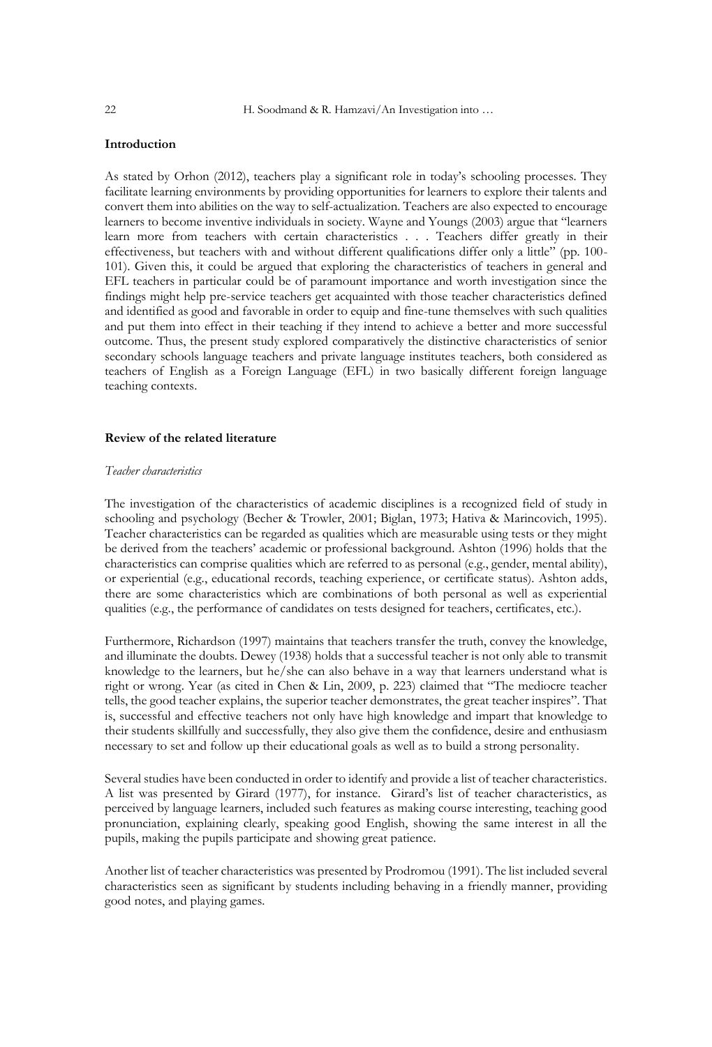## Introduction

As stated by Orhon (2012), teachers play a significant role in today's schooling processes. They facilitate learning environments by providing opportunities for learners to explore their talents and convert them into abilities on the way to self-actualization. Teachers are also expected to encourage learners to become inventive individuals in society. Wayne and Youngs (2003) argue that "learners learn more from teachers with certain characteristics . . . Teachers differ greatly in their effectiveness, but teachers with and without different qualifications differ only a little" (pp. 100-101). Given this, it could be argued that exploring the characteristics of teachers in general and EFL teachers in particular could be of paramount importance and worth investigation since the findings might help pre-service teachers get acquainted with those teacher characteristics defined and identified as good and favorable in order to equip and fine-tune themselves with such qualities and put them into effect in their teaching if they intend to achieve a better and more successful outcome. Thus, the present study explored comparatively the distinctive characteristics of senior secondary schools language teachers and private language institutes teachers, both considered as teachers of English as a Foreign Language (EFL) in two basically different foreign language teaching contexts.

## Review of the related literature

### *Teacher characteristics*

The investigation of the characteristics of academic disciplines is a recognized field of study in schooling and psychology (Becher & Trowler, 2001; Biglan, 1973; Hativa & Marincovich, 1995). Teacher characteristics can be regarded as qualities which are measurable using tests or they might be derived from the teachers' academic or professional background. Ashton (1996) holds that the characteristics can comprise qualities which are referred to as personal (e.g., gender, mental ability), or experiential (e.g., educational records, teaching experience, or certificate status). Ashton adds, there are some characteristics which are combinations of both personal as well as experiential qualities (e.g., the performance of candidates on tests designed for teachers, certificates, etc.).

Furthermore, Richardson (1997) maintains that teachers transfer the truth, convey the knowledge, and illuminate the doubts. Dewey (1938) holds that a successful teacher is not only able to transmit knowledge to the learners, but he/she can also behave in a way that learners understand what is right or wrong. Year (as cited in Chen & Lin, 2009, p. 223) claimed that "The mediocre teacher tells, the good teacher explains, the superior teacher demonstrates, the great teacher inspires". That is, successful and effective teachers not only have high knowledge and impart that knowledge to their students skillfully and successfully, they also give them the confidence, desire and enthusiasm necessary to set and follow up their educational goals as well as to build a strong personality.

Several studies have been conducted in order to identify and provide a list of teacher characteristics. A list was presented by Girard (1977), for instance. Girard's list of teacher characteristics, as perceived by language learners, included such features as making course interesting, teaching good pronunciation, explaining clearly, speaking good English, showing the same interest in all the pupils, making the pupils participate and showing great patience.

Another list of teacher characteristics was presented by Prodromou (1991). The list included several characteristics seen as significant by students including behaving in a friendly manner, providing good notes, and playing games.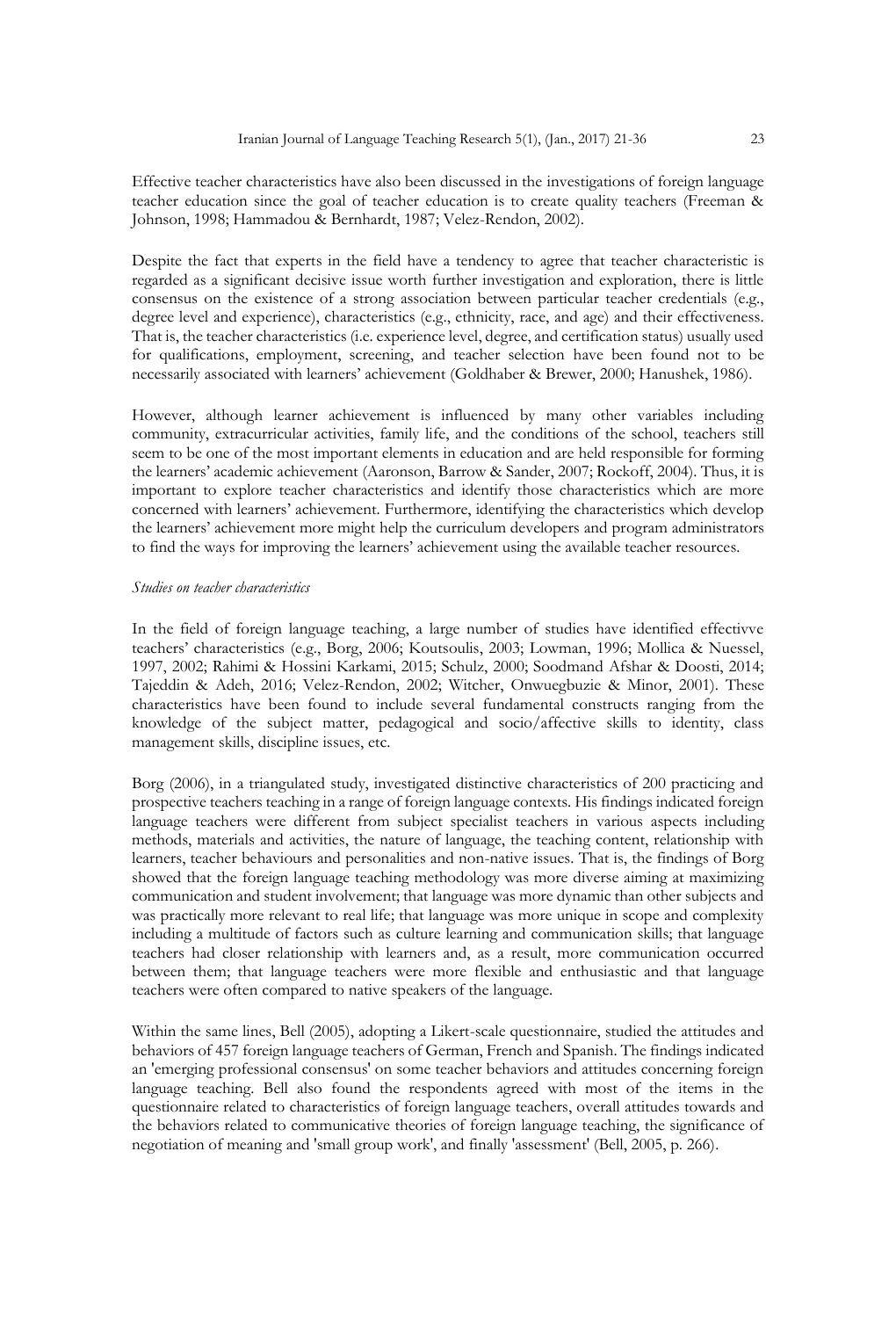Effective teacher characteristics have also been discussed in the investigations of foreign language teacher education since the goal of teacher education is to create quality teachers (Freeman & Johnson, 1998; Hammadou & Bernhardt, 1987; Velez-Rendon, 2002).

Despite the fact that experts in the field have a tendency to agree that teacher characteristic is regarded as a significant decisive issue worth further investigation and exploration, there is little consensus on the existence of a strong association between particular teacher credentials (e.g., degree level and experience), characteristics (e.g., ethnicity, race, and age) and their effectiveness. That is, the teacher characteristics (i.e. experience level, degree, and certification status) usually used for qualifications, employment, screening, and teacher selection have been found not to be necessarily associated with learners' achievement (Goldhaber & Brewer, 2000; Hanushek, 1986).

However, although learner achievement is influenced by many other variables including community, extracurricular activities, family life, and the conditions of the school, teachers still seem to be one of the most important elements in education and are held responsible for forming the learners' academic achievement (Aaronson, Barrow & Sander, 2007; Rockoff, 2004). Thus, it is important to explore teacher characteristics and identify those characteristics which are more concerned with learners' achievement. Furthermore, identifying the characteristics which develop the learners' achievement more might help the curriculum developers and program administrators to find the ways for improving the learners' achievement using the available teacher resources.

*Studies on teacher characteristics*

In the field of foreign language teaching, a large number of studies have identified effectivve teachers' characteristics (e.g., Borg, 2006; Koutsoulis, 2003; Lowman, 1996; Mollica & Nuessel, 1997, 2002; Rahimi & Hossini Karkami, 2015; Schulz, 2000; Soodmand Afshar & Doosti, 2014; Tajeddin & Adeh, 2016; Velez-Rendon, 2002; Witcher, Onwuegbuzie & Minor, 2001). These characteristics have been found to include several fundamental constructs ranging from the knowledge of the subject matter, pedagogical and socio/affective skills to identity, class management skills, discipline issues, etc.

Borg (2006), in a triangulated study, investigated distinctive characteristics of 200 practicing and prospective teachers teaching in a range of foreign language contexts. His findings indicated foreign language teachers were different from subject specialist teachers in various aspects including methods, materials and activities, the nature of language, the teaching content, relationship with learners, teacher behaviours and personalities and non-native issues. That is, the findings of Borg showed that the foreign language teaching methodology was more diverse aiming at maximizing communication and student involvement; that language was more dynamic than other subjects and was practically more relevant to real life; that language was more unique in scope and complexity including a multitude of factors such as culture learning and communication skills; that language teachers had closer relationship with learners and, as a result, more communication occurred between them; that language teachers were more flexible and enthusiastic and that language teachers were often compared to native speakers of the language.

Within the same lines, Bell (2005), adopting a Likert-scale questionnaire, studied the attitudes and behaviors of 457 foreign language teachers of German, French and Spanish. The findings indicated an 'emerging professional consensus' on some teacher behaviors and attitudes concerning foreign language teaching. Bell also found the respondents agreed with most of the items in the questionnaire related to characteristics of foreign language teachers, overall attitudes towards and the behaviors related to communicative theories of foreign language teaching, the significance of negotiation of meaning and 'small group work', and finally 'assessment' (Bell, 2005, p. 266).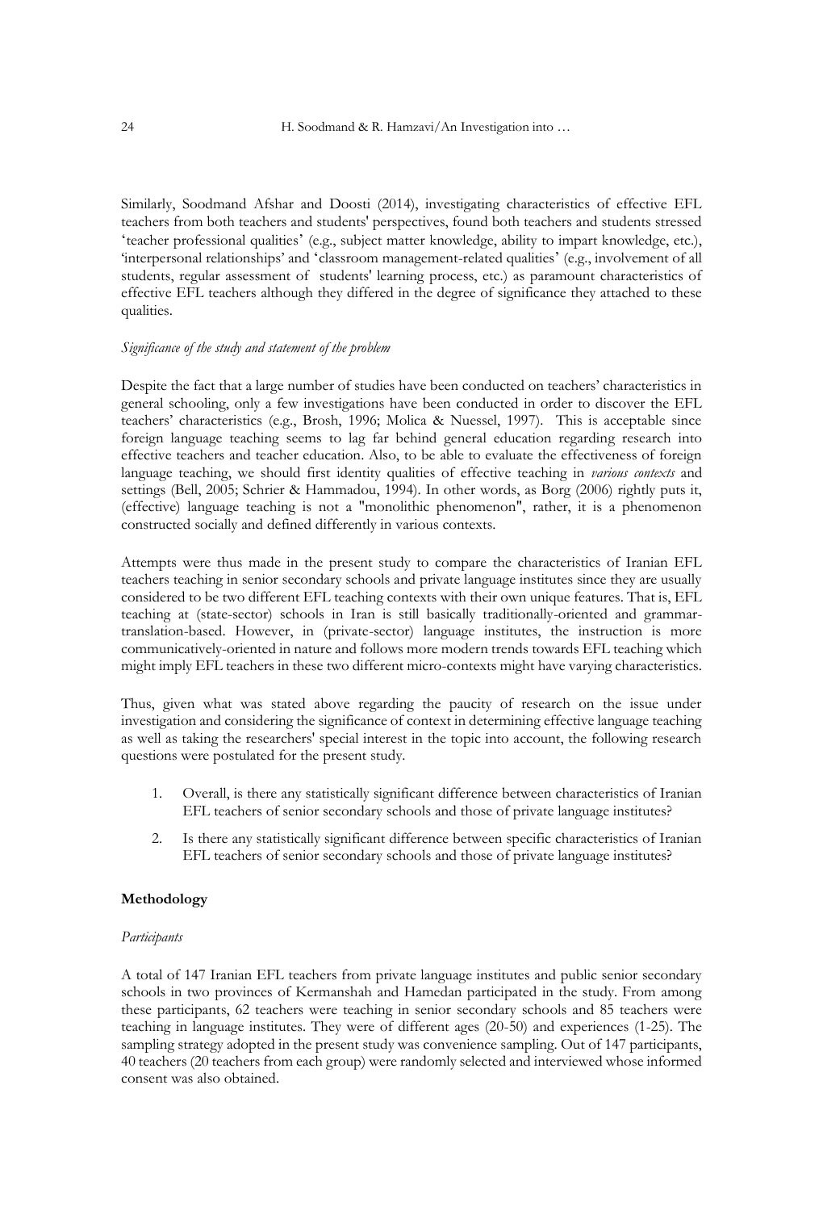Similarly, Soodmand Afshar and Doosti (2014), investigating characteristics of effective EFL teachers from both teachers and students' perspectives, found both teachers and students stressed 'teacher professional qualities' (e.g., subject matter knowledge, ability to impart knowledge, etc.), 'interpersonal relationships' and 'classroom management-related qualities' (e.g., involvement of all students, regular assessment of students' learning process, etc.) as paramount characteristics of effective EFL teachers although they differed in the degree of significance they attached to these qualities.

*Significance of the study and statement of the problem*

Despite the fact that a large number of studies have been conducted on teachers' characteristics in general schooling, only a few investigations have been conducted in order to discover the EFL teachers' characteristics (e.g., Brosh, 1996; Molica & Nuessel, 1997). This is acceptable since foreign language teaching seems to lag far behind general education regarding research into effective teachers and teacher education. Also, to be able to evaluate the effectiveness of foreign language teaching, we should first identity qualities of effective teaching in *various contexts* and settings (Bell, 2005; Schrier & Hammadou, 1994). In other words, as Borg (2006) rightly puts it, (effective) language teaching is not a "monolithic phenomenon", rather, it is a phenomenon constructed socially and defined differently in various contexts.

Attempts were thus made in the present study to compare the characteristics of Iranian EFL teachers teaching in senior secondary schools and private language institutes since they are usually considered to be two different EFL teaching contexts with their own unique features. That is, EFL teaching at (state-sector) schools in Iran is still basically traditionally-oriented and grammar-translation-based. However, in (private-sector) language institutes, the instruction is more communicatively-oriented in nature and follows more modern trends towards EFL teaching which might imply EFL teachers in these two different micro-contexts might have varying characteristics.

Thus, given what was stated above regarding the paucity of research on the issue under investigation and considering the significance of context in determining effective language teaching as well as taking the researchers' special interest in the topic into account, the following research questions were postulated for the present study.

1. Overall, is there any statistically significant difference between characteristics of Iranian EFL teachers of senior secondary schools and those of private language institutes?
2. Is there any statistically significant difference between specific characteristics of Iranian EFL teachers of senior secondary schools and those of private language institutes?

## Methodology

*Participants*

A total of 147 Iranian EFL teachers from private language institutes and public senior secondary schools in two provinces of Kermanshah and Hamedan participated in the study. From among these participants, 62 teachers were teaching in senior secondary schools and 85 teachers were teaching in language institutes. They were of different ages (20-50) and experiences (1-25). The sampling strategy adopted in the present study was convenience sampling. Out of 147 participants, 40 teachers (20 teachers from each group) were randomly selected and interviewed whose informed consent was also obtained.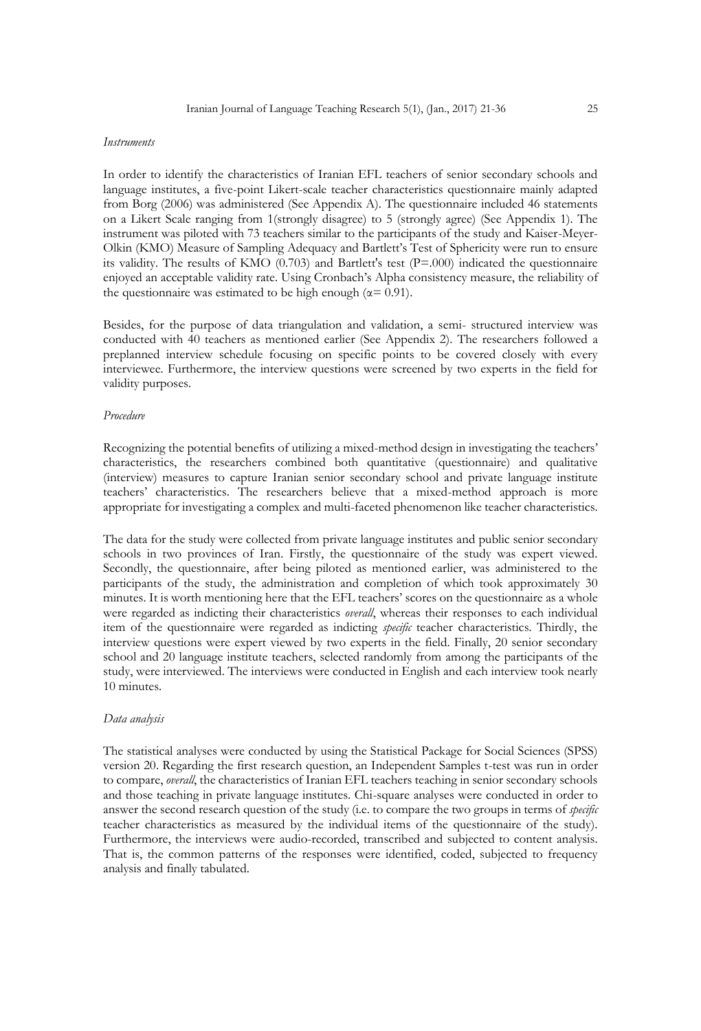*Instruments*

In order to identify the characteristics of Iranian EFL teachers of senior secondary schools and language institutes, a five-point Likert-scale teacher characteristics questionnaire mainly adapted from Borg (2006) was administered (See Appendix A). The questionnaire included 46 statements on a Likert Scale ranging from 1(strongly disagree) to 5 (strongly agree) (See Appendix 1). The instrument was piloted with 73 teachers similar to the participants of the study and Kaiser-Meyer-Olkin (KMO) Measure of Sampling Adequacy and Bartlett's Test of Sphericity were run to ensure its validity. The results of KMO (0.703) and Bartlett's test (P=.000) indicated the questionnaire enjoyed an acceptable validity rate. Using Cronbach's Alpha consistency measure, the reliability of the questionnaire was estimated to be high enough ($\alpha$= 0.91).

Besides, for the purpose of data triangulation and validation, a semi- structured interview was conducted with 40 teachers as mentioned earlier (See Appendix 2). The researchers followed a preplanned interview schedule focusing on specific points to be covered closely with every interviewee. Furthermore, the interview questions were screened by two experts in the field for validity purposes.

*Procedure*

Recognizing the potential benefits of utilizing a mixed-method design in investigating the teachers' characteristics, the researchers combined both quantitative (questionnaire) and qualitative (interview) measures to capture Iranian senior secondary school and private language institute teachers' characteristics. The researchers believe that a mixed-method approach is more appropriate for investigating a complex and multi-faceted phenomenon like teacher characteristics.

The data for the study were collected from private language institutes and public senior secondary schools in two provinces of Iran. Firstly, the questionnaire of the study was expert viewed. Secondly, the questionnaire, after being piloted as mentioned earlier, was administered to the participants of the study, the administration and completion of which took approximately 30 minutes. It is worth mentioning here that the EFL teachers' scores on the questionnaire as a whole were regarded as indicting their characteristics *overall*, whereas their responses to each individual item of the questionnaire were regarded as indicting *specific* teacher characteristics. Thirdly, the interview questions were expert viewed by two experts in the field. Finally, 20 senior secondary school and 20 language institute teachers, selected randomly from among the participants of the study, were interviewed. The interviews were conducted in English and each interview took nearly 10 minutes.

*Data analysis*

The statistical analyses were conducted by using the Statistical Package for Social Sciences (SPSS) version 20. Regarding the first research question, an Independent Samples t-test was run in order to compare, *overall*, the characteristics of Iranian EFL teachers teaching in senior secondary schools and those teaching in private language institutes. Chi-square analyses were conducted in order to answer the second research question of the study (i.e. to compare the two groups in terms of *specific* teacher characteristics as measured by the individual items of the questionnaire of the study). Furthermore, the interviews were audio-recorded, transcribed and subjected to content analysis. That is, the common patterns of the responses were identified, coded, subjected to frequency analysis and finally tabulated.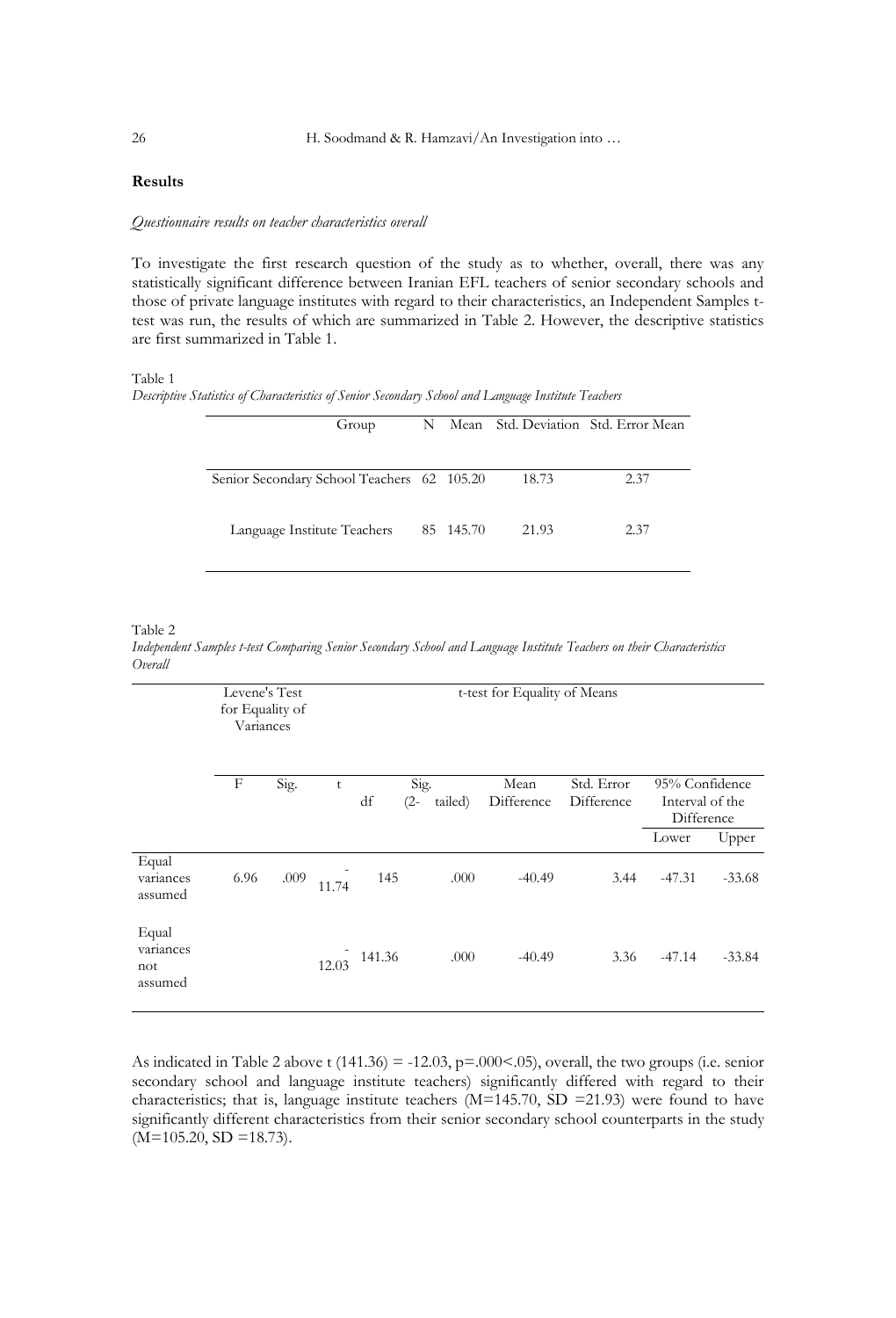## Results

*Questionnaire results on teacher characteristics overall*

To investigate the first research question of the study as to whether, overall, there was any statistically significant difference between Iranian EFL teachers of senior secondary schools and those of private language institutes with regard to their characteristics, an Independent Samples t-test was run, the results of which are summarized in Table 2. However, the descriptive statistics are first summarized in Table 1.

Table 1

*Descriptive Statistics of Characteristics of Senior Secondary School and Language Institute Teachers*

| Group | N | Mean | Std. Deviation | Std. Error Mean |
|---|---|---|---|---|
| Senior Secondary School Teachers | 62 | 105.20 | 18.73 | 2.37 |
| Language Institute Teachers | 85 | 145.70 | 21.93 | 2.37 |

Table 2

*Independent Samples t-test Comparing Senior Secondary School and Language Institute Teachers on their Characteristics Overall*

| | Levene's Test for Equality of Variances | | t-test for Equality of Means | | | | | | |
|---|---|---|---|---|---|---|---|---|---|
| | F | Sig. | t | df | Sig. (2-tailed) | Mean Difference | Std. Error Difference | 95% Confidence Interval of the Difference | |
| | | | | | | | | Lower | Upper |
| Equal variances assumed | 6.96 | .009 | -11.74 | 145 | .000 | -40.49 | 3.44 | -47.31 | -33.68 |
| Equal variances not assumed | | | -12.03 | 141.36 | .000 | -40.49 | 3.36 | -47.14 | -33.84 |

As indicated in Table 2 above t (141.36) = -12.03, p=.000<.05), overall, the two groups (i.e. senior secondary school and language institute teachers) significantly differed with regard to their characteristics; that is, language institute teachers (M=145.70, SD =21.93) were found to have significantly different characteristics from their senior secondary school counterparts in the study (M=105.20, SD =18.73).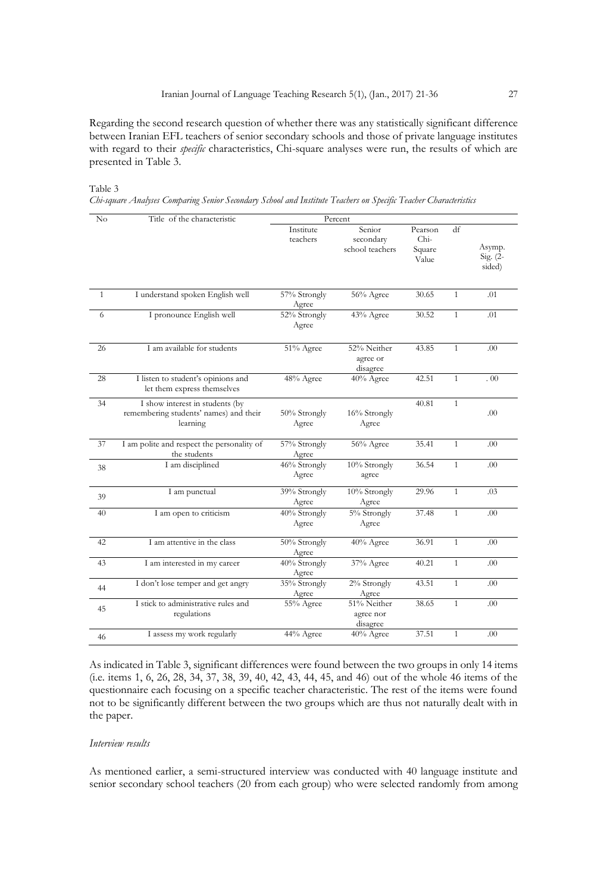Regarding the second research question of whether there was any statistically significant difference between Iranian EFL teachers of senior secondary schools and those of private language institutes with regard to their *specific* characteristics, Chi-square analyses were run, the results of which are presented in Table 3.

Table 3

*Chi-square Analyses Comparing Senior Secondary School and Institute Teachers on Specific Teacher Characteristics*

| No | Title of the characteristic | Percent | | | | |
|---|---|---|---|---|---|---|
| | | Institute teachers | Senior secondary school teachers | Pearson Chi-Square Value | df | Asymp. Sig. (2-sided) |
| 1 | I understand spoken English well | 57% Strongly Agree | 56% Agree | 30.65 | 1 | .01 |
| 6 | I pronounce English well | 52% Strongly Agree | 43% Agree | 30.52 | 1 | .01 |
| 26 | I am available for students | 51% Agree | 52% Neither agree or disagree | 43.85 | 1 | .00 |
| 28 | I listen to student's opinions and let them express themselves | 48% Agree | 40% Agree | 42.51 | 1 | . 00 |
| 34 | I show interest in students (by remembering students' names) and their learning | 50% Strongly Agree | 16% Strongly Agree | 40.81 | 1 | .00 |
| 37 | I am polite and respect the personality of the students | 57% Strongly Agree | 56% Agree | 35.41 | 1 | .00 |
| 38 | I am disciplined | 46% Strongly Agree | 10% Strongly agree | 36.54 | 1 | .00 |
| 39 | I am punctual | 39% Strongly Agree | 10% Strongly Agree | 29.96 | 1 | .03 |
| 40 | I am open to criticism | 40% Strongly Agree | 5% Strongly Agree | 37.48 | 1 | .00 |
| 42 | I am attentive in the class | 50% Strongly Agree | 40% Agree | 36.91 | 1 | .00 |
| 43 | I am interested in my career | 40% Strongly Agree | 37% Agree | 40.21 | 1 | .00 |
| 44 | I don't lose temper and get angry | 35% Strongly Agree | 2% Strongly Agree | 43.51 | 1 | .00 |
| 45 | I stick to administrative rules and regulations | 55% Agree | 51% Neither agree nor disagree | 38.65 | 1 | .00 |
| 46 | I assess my work regularly | 44% Agree | 40% Agree | 37.51 | 1 | .00 |

As indicated in Table 3, significant differences were found between the two groups in only 14 items (i.e. items 1, 6, 26, 28, 34, 37, 38, 39, 40, 42, 43, 44, 45, and 46) out of the whole 46 items of the questionnaire each focusing on a specific teacher characteristic. The rest of the items were found not to be significantly different between the two groups which are thus not naturally dealt with in the paper.

*Interview results*

As mentioned earlier, a semi-structured interview was conducted with 40 language institute and senior secondary school teachers (20 from each group) who were selected randomly from among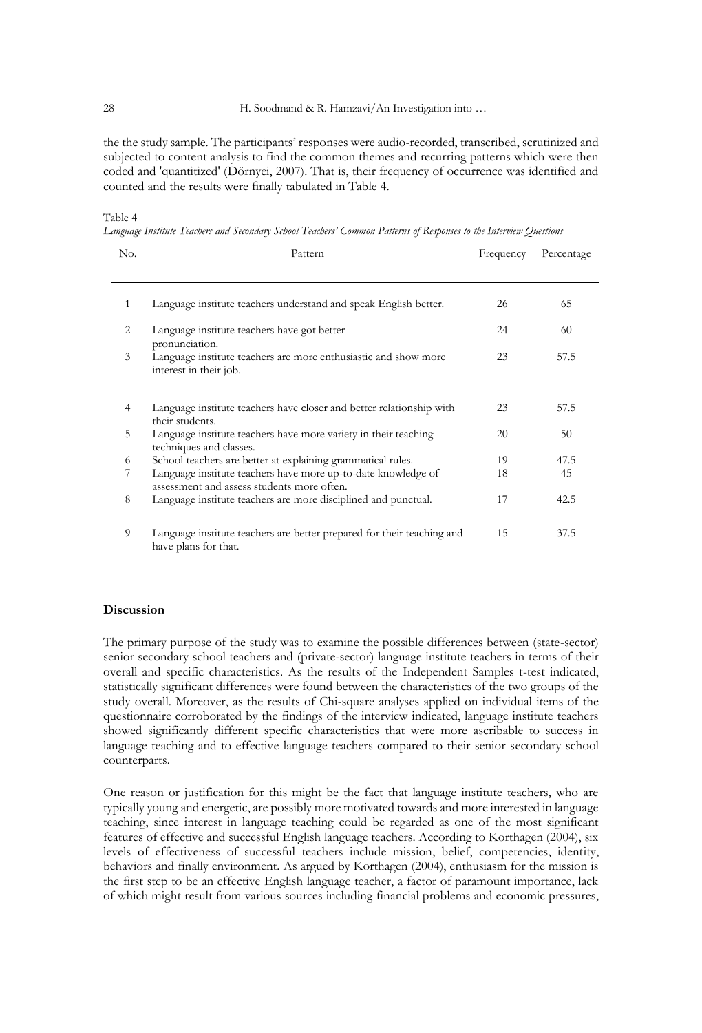the the study sample. The participants' responses were audio-recorded, transcribed, scrutinized and subjected to content analysis to find the common themes and recurring patterns which were then coded and 'quantitized' (Dörnyei, 2007). That is, their frequency of occurrence was identified and counted and the results were finally tabulated in Table 4.

Table 4
*Language Institute Teachers and Secondary School Teachers' Common Patterns of Responses to the Interview Questions*

| No. | Pattern | Frequency | Percentage |
|---|---|---|---|
| 1 | Language institute teachers understand and speak English better. | 26 | 65 |
| 2 | Language institute teachers have got better pronunciation. | 24 | 60 |
| 3 | Language institute teachers are more enthusiastic and show more interest in their job. | 23 | 57.5 |
| 4 | Language institute teachers have closer and better relationship with their students. | 23 | 57.5 |
| 5 | Language institute teachers have more variety in their teaching techniques and classes. | 20 | 50 |
| 6 | School teachers are better at explaining grammatical rules. | 19 | 47.5 |
| 7 | Language institute teachers have more up-to-date knowledge of assessment and assess students more often. | 18 | 45 |
| 8 | Language institute teachers are more disciplined and punctual. | 17 | 42.5 |
| 9 | Language institute teachers are better prepared for their teaching and have plans for that. | 15 | 37.5 |

## Discussion

The primary purpose of the study was to examine the possible differences between (state-sector) senior secondary school teachers and (private-sector) language institute teachers in terms of their overall and specific characteristics. As the results of the Independent Samples t-test indicated, statistically significant differences were found between the characteristics of the two groups of the study overall. Moreover, as the results of Chi-square analyses applied on individual items of the questionnaire corroborated by the findings of the interview indicated, language institute teachers showed significantly different specific characteristics that were more ascribable to success in language teaching and to effective language teachers compared to their senior secondary school counterparts.

One reason or justification for this might be the fact that language institute teachers, who are typically young and energetic, are possibly more motivated towards and more interested in language teaching, since interest in language teaching could be regarded as one of the most significant features of effective and successful English language teachers. According to Korthagen (2004), six levels of effectiveness of successful teachers include mission, belief, competencies, identity, behaviors and finally environment. As argued by Korthagen (2004), enthusiasm for the mission is the first step to be an effective English language teacher, a factor of paramount importance, lack of which might result from various sources including financial problems and economic pressures,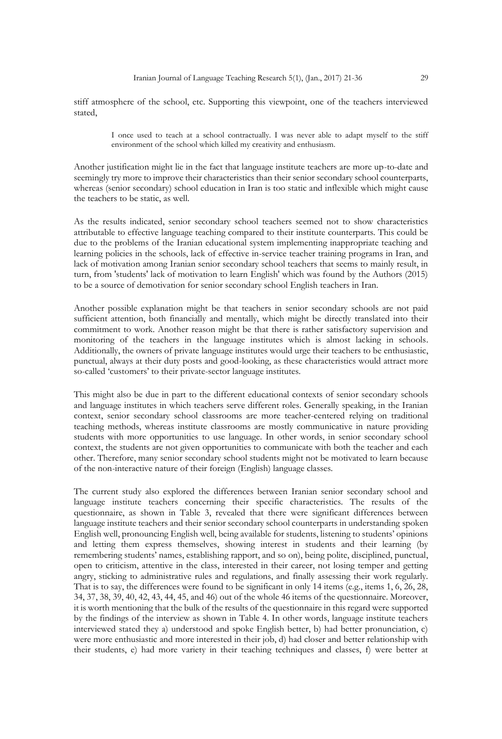stiff atmosphere of the school, etc. Supporting this viewpoint, one of the teachers interviewed stated,

> I once used to teach at a school contractually. I was never able to adapt myself to the stiff environment of the school which killed my creativity and enthusiasm.

Another justification might lie in the fact that language institute teachers are more up-to-date and seemingly try more to improve their characteristics than their senior secondary school counterparts, whereas (senior secondary) school education in Iran is too static and inflexible which might cause the teachers to be static, as well.

As the results indicated, senior secondary school teachers seemed not to show characteristics attributable to effective language teaching compared to their institute counterparts. This could be due to the problems of the Iranian educational system implementing inappropriate teaching and learning policies in the schools, lack of effective in-service teacher training programs in Iran, and lack of motivation among Iranian senior secondary school teachers that seems to mainly result, in turn, from 'students' lack of motivation to learn English' which was found by the Authors (2015) to be a source of demotivation for senior secondary school English teachers in Iran.

Another possible explanation might be that teachers in senior secondary schools are not paid sufficient attention, both financially and mentally, which might be directly translated into their commitment to work. Another reason might be that there is rather satisfactory supervision and monitoring of the teachers in the language institutes which is almost lacking in schools. Additionally, the owners of private language institutes would urge their teachers to be enthusiastic, punctual, always at their duty posts and good-looking, as these characteristics would attract more so-called 'customers' to their private-sector language institutes.

This might also be due in part to the different educational contexts of senior secondary schools and language institutes in which teachers serve different roles. Generally speaking, in the Iranian context, senior secondary school classrooms are more teacher-centered relying on traditional teaching methods, whereas institute classrooms are mostly communicative in nature providing students with more opportunities to use language. In other words, in senior secondary school context, the students are not given opportunities to communicate with both the teacher and each other. Therefore, many senior secondary school students might not be motivated to learn because of the non-interactive nature of their foreign (English) language classes.

The current study also explored the differences between Iranian senior secondary school and language institute teachers concerning their specific characteristics. The results of the questionnaire, as shown in Table 3, revealed that there were significant differences between language institute teachers and their senior secondary school counterparts in understanding spoken English well, pronouncing English well, being available for students, listening to students' opinions and letting them express themselves, showing interest in students and their learning (by remembering students' names, establishing rapport, and so on), being polite, disciplined, punctual, open to criticism, attentive in the class, interested in their career, not losing temper and getting angry, sticking to administrative rules and regulations, and finally assessing their work regularly. That is to say, the differences were found to be significant in only 14 items (e.g., items 1, 6, 26, 28, 34, 37, 38, 39, 40, 42, 43, 44, 45, and 46) out of the whole 46 items of the questionnaire. Moreover, it is worth mentioning that the bulk of the results of the questionnaire in this regard were supported by the findings of the interview as shown in Table 4. In other words, language institute teachers interviewed stated they a) understood and spoke English better, b) had better pronunciation, c) were more enthusiastic and more interested in their job, d) had closer and better relationship with their students, e) had more variety in their teaching techniques and classes, f) were better at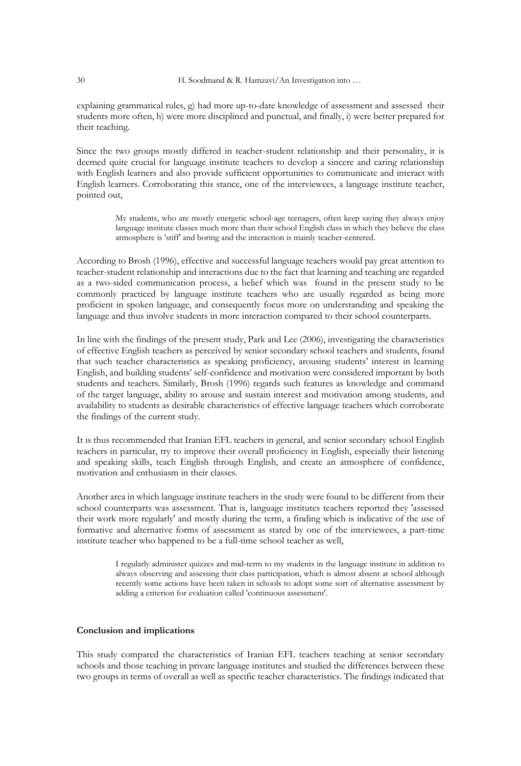explaining grammatical rules, g) had more up-to-date knowledge of assessment and assessed their students more often, h) were more disciplined and punctual, and finally, i) were better prepared for their teaching.

Since the two groups mostly differed in teacher-student relationship and their personality, it is deemed quite crucial for language institute teachers to develop a sincere and caring relationship with English learners and also provide sufficient opportunities to communicate and interact with English learners. Corroborating this stance, one of the interviewees, a language institute teacher, pointed out,

> My students, who are mostly energetic school-age teenagers, often keep saying they always enjoy language institute classes much more than their school English class in which they believe the class atmosphere is 'stiff' and boring and the interaction is mainly teacher-centered.

According to Brosh (1996), effective and successful language teachers would pay great attention to teacher-student relationship and interactions due to the fact that learning and teaching are regarded as a two-sided communication process, a belief which was found in the present study to be commonly practiced by language institute teachers who are usually regarded as being more proficient in spoken language, and consequently focus more on understanding and speaking the language and thus involve students in more interaction compared to their school counterparts.

In line with the findings of the present study, Park and Lee (2006), investigating the characteristics of effective English teachers as perceived by senior secondary school teachers and students, found that such teacher characteristics as speaking proficiency, arousing students' interest in learning English, and building students' self-confidence and motivation were considered important by both students and teachers. Similarly, Brosh (1996) regards such features as knowledge and command of the target language, ability to arouse and sustain interest and motivation among students, and availability to students as desirable characteristics of effective language teachers which corroborate the findings of the current study.

It is thus recommended that Iranian EFL teachers in general, and senior secondary school English teachers in particular, try to improve their overall proficiency in English, especially their listening and speaking skills, teach English through English, and create an atmosphere of confidence, motivation and enthusiasm in their classes.

Another area in which language institute teachers in the study were found to be different from their school counterparts was assessment. That is, language institutes teachers reported they 'assessed their work more regularly' and mostly during the term, a finding which is indicative of the use of formative and alternative forms of assessment as stated by one of the interviewees, a part-time institute teacher who happened to be a full-time school teacher as well,

> I regularly administer quizzes and mid-term to my students in the language institute in addition to always observing and assessing their class participation, which is almost absent at school although recently some actions have been taken in schools to adopt some sort of alternative assessment by adding a criterion for evaluation called 'continuous assessment'.

## Conclusion and implications

This study compared the characteristics of Iranian EFL teachers teaching at senior secondary schools and those teaching in private language institutes and studied the differences between these two groups in terms of overall as well as specific teacher characteristics. The findings indicated that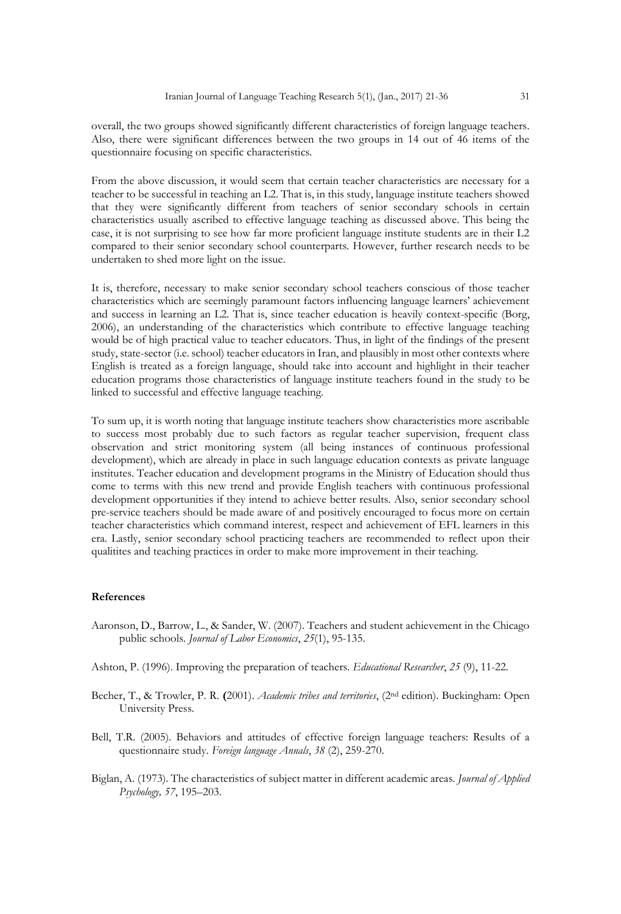overall, the two groups showed significantly different characteristics of foreign language teachers. Also, there were significant differences between the two groups in 14 out of 46 items of the questionnaire focusing on specific characteristics.

From the above discussion, it would seem that certain teacher characteristics are necessary for a teacher to be successful in teaching an L2. That is, in this study, language institute teachers showed that they were significantly different from teachers of senior secondary schools in certain characteristics usually ascribed to effective language teaching as discussed above. This being the case, it is not surprising to see how far more proficient language institute students are in their L2 compared to their senior secondary school counterparts. However, further research needs to be undertaken to shed more light on the issue.

It is, therefore, necessary to make senior secondary school teachers conscious of those teacher characteristics which are seemingly paramount factors influencing language learners' achievement and success in learning an L2. That is, since teacher education is heavily context-specific (Borg, 2006), an understanding of the characteristics which contribute to effective language teaching would be of high practical value to teacher educators. Thus, in light of the findings of the present study, state-sector (i.e. school) teacher educators in Iran, and plausibly in most other contexts where English is treated as a foreign language, should take into account and highlight in their teacher education programs those characteristics of language institute teachers found in the study to be linked to successful and effective language teaching.

To sum up, it is worth noting that language institute teachers show characteristics more ascribable to success most probably due to such factors as regular teacher supervision, frequent class observation and strict monitoring system (all being instances of continuous professional development), which are already in place in such language education contexts as private language institutes. Teacher education and development programs in the Ministry of Education should thus come to terms with this new trend and provide English teachers with continuous professional development opportunities if they intend to achieve better results. Also, senior secondary school pre-service teachers should be made aware of and positively encouraged to focus more on certain teacher characteristics which command interest, respect and achievement of EFL learners in this era. Lastly, senior secondary school practicing teachers are recommended to reflect upon their qualitites and teaching practices in order to make more improvement in their teaching.

## References

Aaronson, D., Barrow, L., & Sander, W. (2007). Teachers and student achievement in the Chicago public schools. *Journal of Labor Economics*, *25*(1), 95-135.

Ashton, P. (1996). Improving the preparation of teachers. *Educational Researcher*, *25* (9), 11-22.

Becher, T., & Trowler, P. R. (2001). *Academic tribes and territories*, (2nd edition). Buckingham: Open University Press.

Bell, T.R. (2005). Behaviors and attitudes of effective foreign language teachers: Results of a questionnaire study. *Foreign language Annals*, *38* (2), 259-270.

Biglan, A. (1973). The characteristics of subject matter in different academic areas. *Journal of Applied Psychology, 57*, 195–203.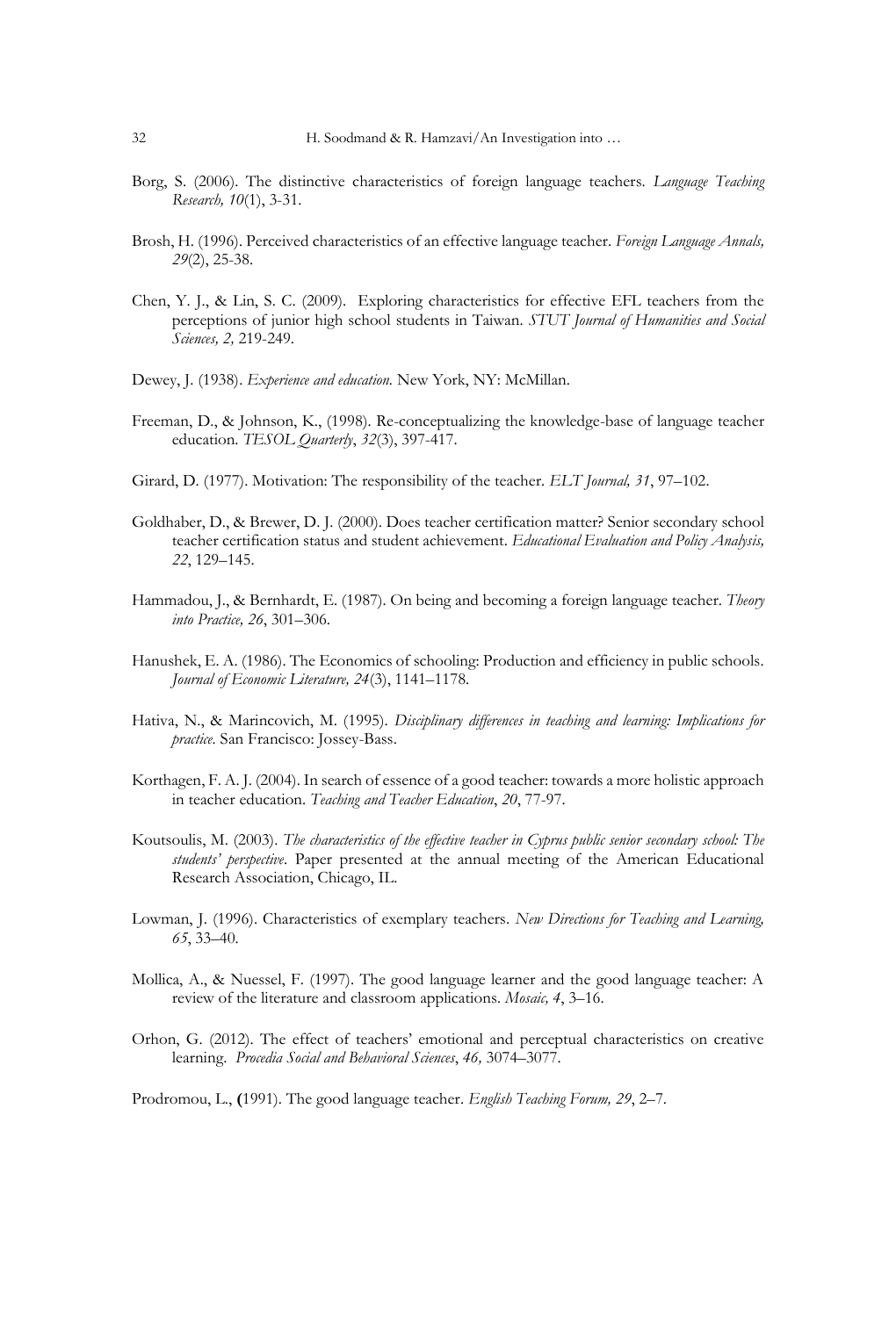Borg, S. (2006). The distinctive characteristics of foreign language teachers. *Language Teaching Research, 10*(1), 3-31.

Brosh, H. (1996). Perceived characteristics of an effective language teacher. *Foreign Language Annals, 29*(2), 25-38.

Chen, Y. J., & Lin, S. C. (2009). Exploring characteristics for effective EFL teachers from the perceptions of junior high school students in Taiwan. *STUT Journal of Humanities and Social Sciences, 2,* 219-249.

Dewey, J. (1938). *Experience and education.* New York, NY: McMillan.

Freeman, D., & Johnson, K., (1998). Re-conceptualizing the knowledge-base of language teacher education. *TESOL Quarterly*, *32*(3), 397-417.

Girard, D. (1977). Motivation: The responsibility of the teacher. *ELT Journal, 31*, 97–102.

Goldhaber, D., & Brewer, D. J. (2000). Does teacher certification matter? Senior secondary school teacher certification status and student achievement. *Educational Evaluation and Policy Analysis, 22*, 129–145.

Hammadou, J., & Bernhardt, E. (1987). On being and becoming a foreign language teacher. *Theory into Practice, 26*, 301–306.

Hanushek, E. A. (1986). The Economics of schooling: Production and efficiency in public schools. *Journal of Economic Literature, 24*(3), 1141–1178.

Hativa, N., & Marincovich, M. (1995). *Disciplinary differences in teaching and learning: Implications for practice.* San Francisco: Jossey-Bass.

Korthagen, F. A. J. (2004). In search of essence of a good teacher: towards a more holistic approach in teacher education. *Teaching and Teacher Education*, *20*, 77-97.

Koutsoulis, M. (2003). *The characteristics of the effective teacher in Cyprus public senior secondary school: The students' perspective*. Paper presented at the annual meeting of the American Educational Research Association, Chicago, IL.

Lowman, J. (1996). Characteristics of exemplary teachers. *New Directions for Teaching and Learning, 65*, 33–40.

Mollica, A., & Nuessel, F. (1997). The good language learner and the good language teacher: A review of the literature and classroom applications. *Mosaic, 4*, 3–16.

Orhon, G. (2012). The effect of teachers' emotional and perceptual characteristics on creative learning. *Procedia Social and Behavioral Sciences*, *46,* 3074–3077.

Prodromou, L., **(**1991). The good language teacher. *English Teaching Forum, 29*, 2–7.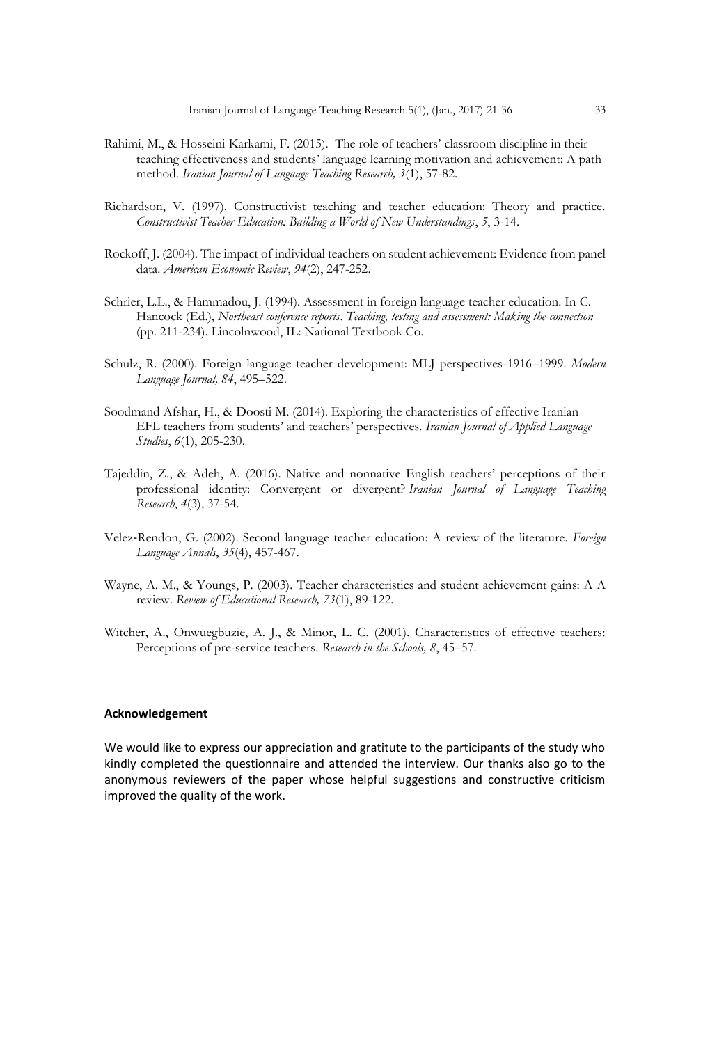Rahimi, M., & Hosseini Karkami, F. (2015). The role of teachers' classroom discipline in their teaching effectiveness and students' language learning motivation and achievement: A path method. *Iranian Journal of Language Teaching Research, 3*(1), 57-82.

Richardson, V. (1997). Constructivist teaching and teacher education: Theory and practice. *Constructivist Teacher Education: Building a World of New Understandings*, *5*, 3-14.

Rockoff, J. (2004). The impact of individual teachers on student achievement: Evidence from panel data. *American Economic Review*, *94*(2), 247-252.

Schrier, L.L., & Hammadou, J. (1994). Assessment in foreign language teacher education. In C. Hancock (Ed.), *Northeast conference reports*. *Teaching, testing and assessment: Making the connection* (pp. 211-234). Lincolnwood, IL: National Textbook Co.

Schulz, R. (2000). Foreign language teacher development: MLJ perspectives-1916–1999. *Modern Language Journal, 84*, 495–522.

Soodmand Afshar, H., & Doosti M. (2014). Exploring the characteristics of effective Iranian EFL teachers from students' and teachers' perspectives. *Iranian Journal of Applied Language Studies*, *6*(1), 205-230.

Tajeddin, Z., & Adeh, A. (2016). Native and nonnative English teachers' perceptions of their professional identity: Convergent or divergent? *Iranian Journal of Language Teaching Research*, *4*(3), 37-54.

Velez-Rendon, G. (2002). Second language teacher education: A review of the literature. *Foreign Language Annals*, *35*(4), 457-467.

Wayne, A. M., & Youngs, P. (2003). Teacher characteristics and student achievement gains: A A review. *Review of Educational Research, 73*(1), 89-122.

Witcher, A., Onwuegbuzie, A. J., & Minor, L. C. (2001). Characteristics of effective teachers: Perceptions of pre-service teachers. *Research in the Schools, 8*, 45–57.

**Acknowledgement**

We would like to express our appreciation and gratitute to the participants of the study who kindly completed the questionnaire and attended the interview. Our thanks also go to the anonymous reviewers of the paper whose helpful suggestions and constructive criticism improved the quality of the work.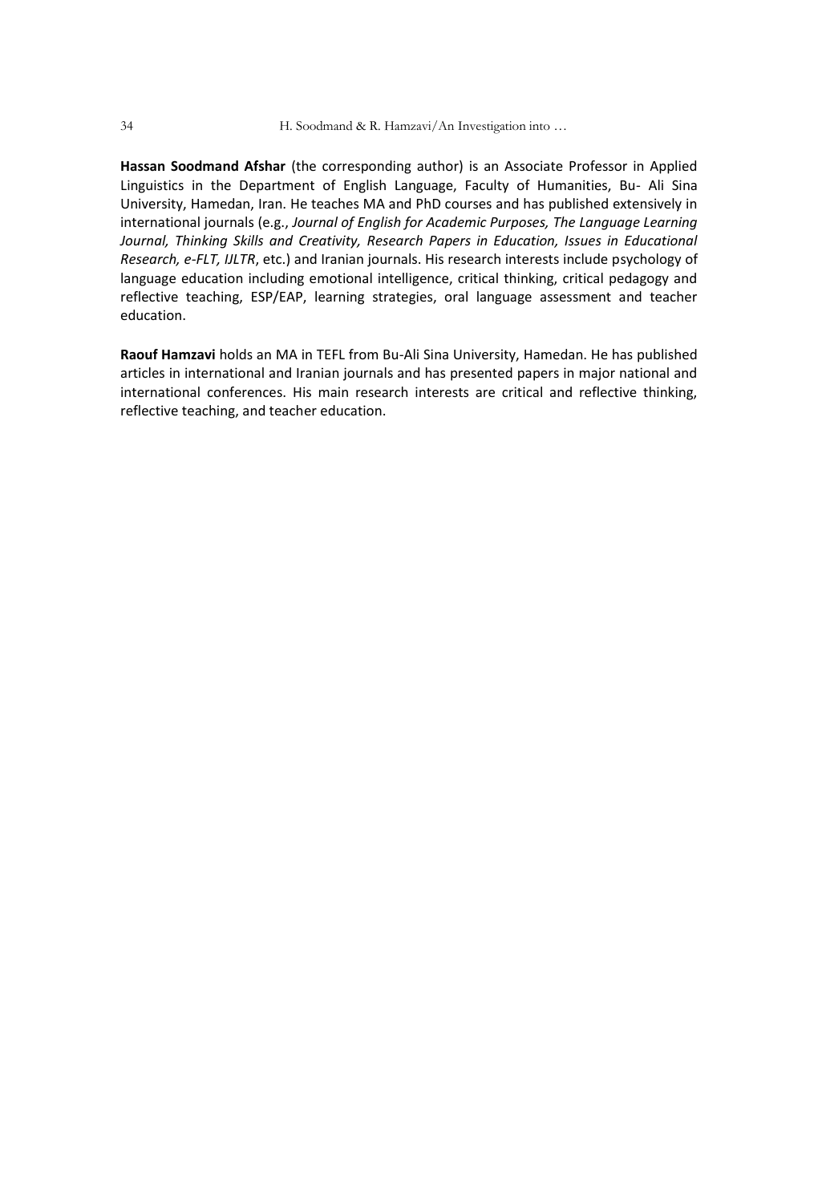**Hassan Soodmand Afshar** (the corresponding author) is an Associate Professor in Applied Linguistics in the Department of English Language, Faculty of Humanities, Bu- Ali Sina University, Hamedan, Iran. He teaches MA and PhD courses and has published extensively in international journals (e.g., *Journal of English for Academic Purposes, The Language Learning Journal, Thinking Skills and Creativity, Research Papers in Education, Issues in Educational Research, e-FLT, IJLTR*, etc.) and Iranian journals. His research interests include psychology of language education including emotional intelligence, critical thinking, critical pedagogy and reflective teaching, ESP/EAP, learning strategies, oral language assessment and teacher education.

**Raouf Hamzavi** holds an MA in TEFL from Bu-Ali Sina University, Hamedan. He has published articles in international and Iranian journals and has presented papers in major national and international conferences. His main research interests are critical and reflective thinking, reflective teaching, and teacher education.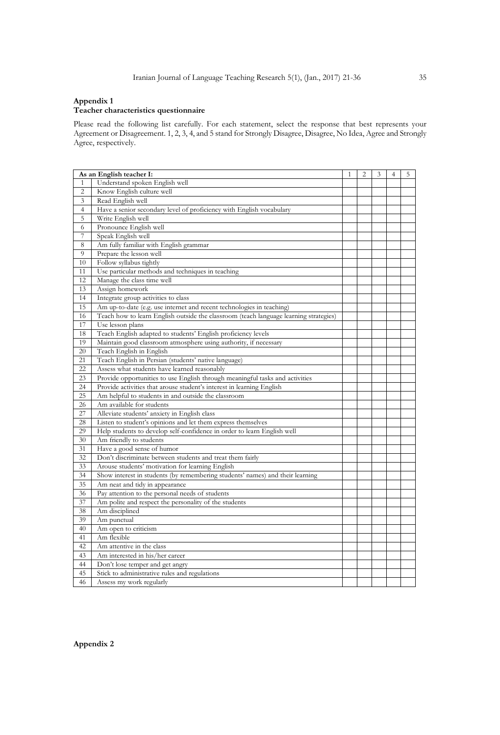## Appendix 1

### Teacher characteristics questionnaire

Please read the following list carefully. For each statement, select the response that best represents your Agreement or Disagreement. 1, 2, 3, 4, and 5 stand for Strongly Disagree, Disagree, No Idea, Agree and Strongly Agree, respectively.

| | As an English teacher I: | 1 | 2 | 3 | 4 | 5 |
|---|---|---|---|---|---|---|
| 1 | Understand spoken English well | | | | | |
| 2 | Know English culture well | | | | | |
| 3 | Read English well | | | | | |
| 4 | Have a senior secondary level of proficiency with English vocabulary | | | | | |
| 5 | Write English well | | | | | |
| 6 | Pronounce English well | | | | | |
| 7 | Speak English well | | | | | |
| 8 | Am fully familiar with English grammar | | | | | |
| 9 | Prepare the lesson well | | | | | |
| 10 | Follow syllabus tightly | | | | | |
| 11 | Use particular methods and techniques in teaching | | | | | |
| 12 | Manage the class time well | | | | | |
| 13 | Assign homework | | | | | |
| 14 | Integrate group activities to class | | | | | |
| 15 | Am up-to-date (e.g. use internet and recent technologies in teaching) | | | | | |
| 16 | Teach how to learn English outside the classroom (teach language learning strategies) | | | | | |
| 17 | Use lesson plans | | | | | |
| 18 | Teach English adapted to students' English proficiency levels | | | | | |
| 19 | Maintain good classroom atmosphere using authority, if necessary | | | | | |
| 20 | Teach English in English | | | | | |
| 21 | Teach English in Persian (students' native language) | | | | | |
| 22 | Assess what students have learned reasonably | | | | | |
| 23 | Provide opportunities to use English through meaningful tasks and activities | | | | | |
| 24 | Provide activities that arouse student's interest in learning English | | | | | |
| 25 | Am helpful to students in and outside the classroom | | | | | |
| 26 | Am available for students | | | | | |
| 27 | Alleviate students' anxiety in English class | | | | | |
| 28 | Listen to student's opinions and let them express themselves | | | | | |
| 29 | Help students to develop self-confidence in order to learn English well | | | | | |
| 30 | Am friendly to students | | | | | |
| 31 | Have a good sense of humor | | | | | |
| 32 | Don't discriminate between students and treat them fairly | | | | | |
| 33 | Arouse students' motivation for learning English | | | | | |
| 34 | Show interest in students (by remembering students' names) and their learning | | | | | |
| 35 | Am neat and tidy in appearance | | | | | |
| 36 | Pay attention to the personal needs of students | | | | | |
| 37 | Am polite and respect the personality of the students | | | | | |
| 38 | Am disciplined | | | | | |
| 39 | Am punctual | | | | | |
| 40 | Am open to criticism | | | | | |
| 41 | Am flexible | | | | | |
| 42 | Am attentive in the class | | | | | |
| 43 | Am interested in his/her career | | | | | |
| 44 | Don't lose temper and get angry | | | | | |
| 45 | Stick to administrative rules and regulations | | | | | |
| 46 | Assess my work regularly | | | | | |

## Appendix 2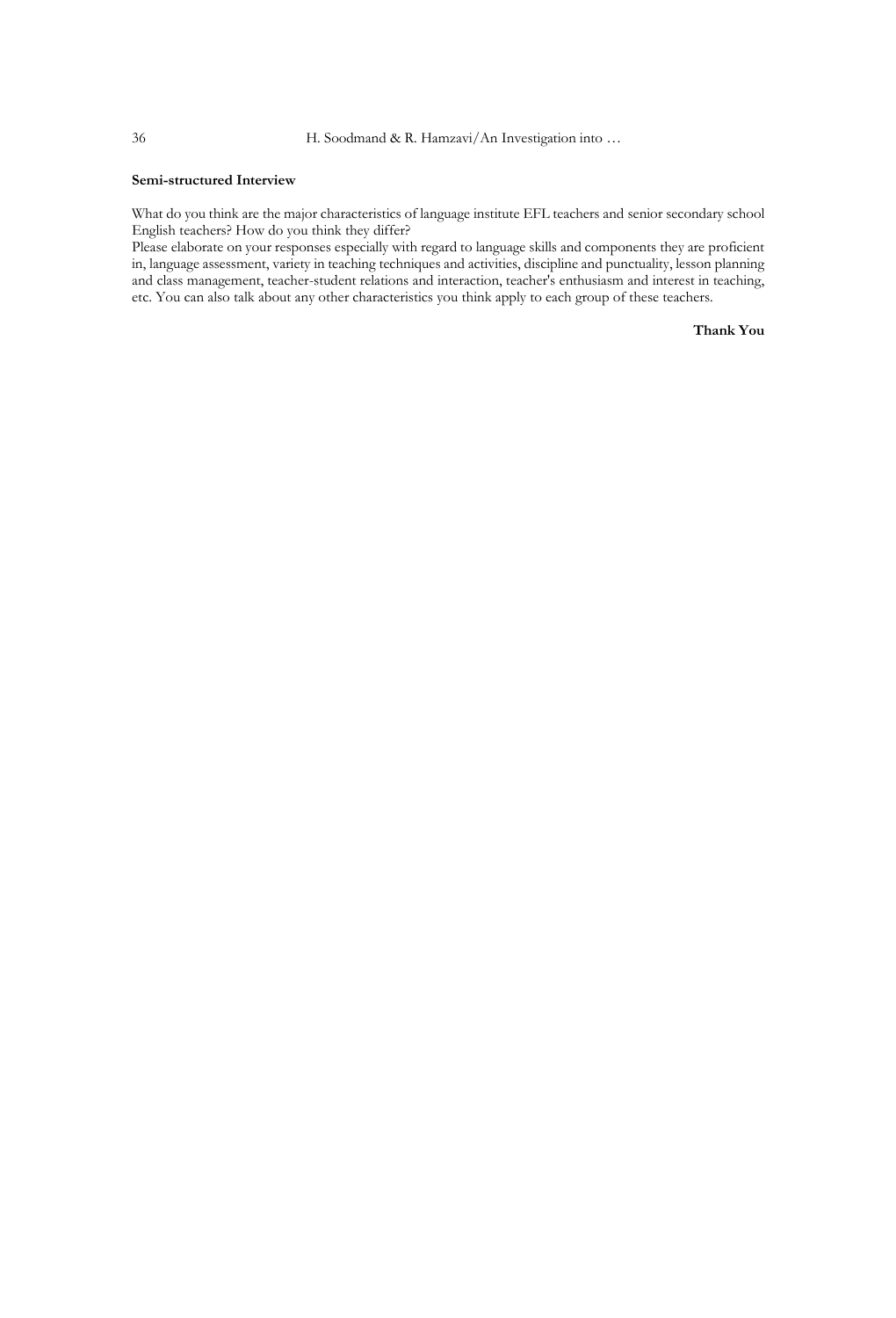**Semi-structured Interview**

What do you think are the major characteristics of language institute EFL teachers and senior secondary school English teachers? How do you think they differ?

Please elaborate on your responses especially with regard to language skills and components they are proficient in, language assessment, variety in teaching techniques and activities, discipline and punctuality, lesson planning and class management, teacher-student relations and interaction, teacher's enthusiasm and interest in teaching, etc. You can also talk about any other characteristics you think apply to each group of these teachers.

**Thank You**